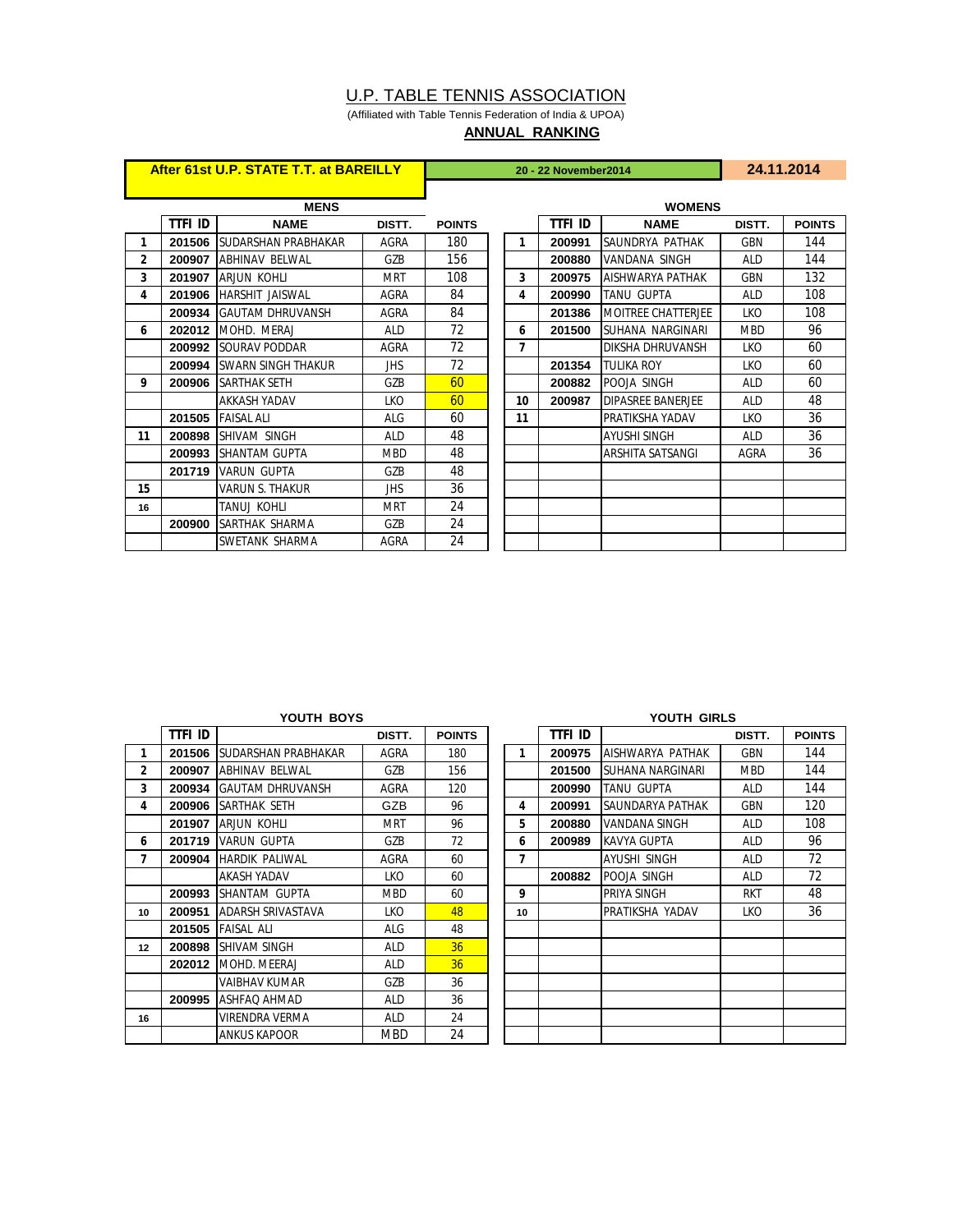# U.P. TABLE TENNIS ASSOCIATION

(Affiliated with Table Tennis Federation of India & UPOA)

**ANNUAL RANKING**

**After 61st U.P. STATE T.T. at BAREILLY** | **20 - 22 November2014** | **24.11.2014**

## MENS

| | TTFI ID | NAME | DISTT. | POINTS |
|---|---|---|---|---|
| 1 | 201506 | SUDARSHAN PRABHAKAR | AGRA | 180 |
| 2 | 200907 | ABHINAV BELWAL | GZB | 156 |
| 3 | 201907 | ARJUN KOHLI | MRT | 108 |
| 4 | 201906 | HARSHIT JAISWAL | AGRA | 84 |
| | 200934 | GAUTAM DHRUVANSH | AGRA | 84 |
| 6 | 202012 | MOHD. MERAJ | ALD | 72 |
| | 200992 | SOURAV PODDAR | AGRA | 72 |
| | 200994 | SWARN SINGH THAKUR | JHS | 72 |
| 9 | 200906 | SARTHAK SETH | GZB | 60 |
| | | AKKASH YADAV | LKO | 60 |
| | 201505 | FAISAL ALI | ALG | 60 |
| 11 | 200898 | SHIVAM SINGH | ALD | 48 |
| | 200993 | SHANTAM GUPTA | MBD | 48 |
| | 201719 | VARUN GUPTA | GZB | 48 |
| 15 | | VARUN S. THAKUR | JHS | 36 |
| 16 | | TANUJ KOHLI | MRT | 24 |
| | 200900 | SARTHAK SHARMA | GZB | 24 |
| | | SWETANK SHARMA | AGRA | 24 |

## WOMENS

| | TTFI ID | NAME | DISTT. | POINTS |
|---|---|---|---|---|
| 1 | 200991 | SAUNDRYA PATHAK | GBN | 144 |
| | 200880 | VANDANA SINGH | ALD | 144 |
| 3 | 200975 | AISHWARYA PATHAK | GBN | 132 |
| 4 | 200990 | TANU GUPTA | ALD | 108 |
| | 201386 | MOITREE CHATTERJEE | LKO | 108 |
| 6 | 201500 | SUHANA NARGINARI | MBD | 96 |
| 7 | | DIKSHA DHRUVANSH | LKO | 60 |
| | 201354 | TULIKA ROY | LKO | 60 |
| | 200882 | POOJA SINGH | ALD | 60 |
| 10 | 200987 | DIPASREE BANERJEE | ALD | 48 |
| 11 | | PRATIKSHA YADAV | LKO | 36 |
| | | AYUSHI SINGH | ALD | 36 |
| | | ARSHITA SATSANGI | AGRA | 36 |

## YOUTH BOYS

| | TTFI ID | | DISTT. | POINTS |
|---|---|---|---|---|
| 1 | 201506 | SUDARSHAN PRABHAKAR | AGRA | 180 |
| 2 | 200907 | ABHINAV BELWAL | GZB | 156 |
| 3 | 200934 | GAUTAM DHRUVANSH | AGRA | 120 |
| 4 | 200906 | SARTHAK SETH | GZB | 96 |
| | 201907 | ARJUN KOHLI | MRT | 96 |
| 6 | 201719 | VARUN GUPTA | GZB | 72 |
| 7 | 200904 | HARDIK PALIWAL | AGRA | 60 |
| | | AKASH YADAV | LKO | 60 |
| | 200993 | SHANTAM GUPTA | MBD | 60 |
| 10 | 200951 | ADARSH SRIVASTAVA | LKO | 48 |
| | 201505 | FAISAL ALI | ALG | 48 |
| 12 | 200898 | SHIVAM SINGH | ALD | 36 |
| | 202012 | MOHD. MEERAJ | ALD | 36 |
| | | VAIBHAV KUMAR | GZB | 36 |
| | 200995 | ASHFAQ AHMAD | ALD | 36 |
| 16 | | VIRENDRA VERMA | ALD | 24 |
| | | ANKUS KAPOOR | MBD | 24 |

## YOUTH GIRLS

| | TTFI ID | | DISTT. | POINTS |
|---|---|---|---|---|
| 1 | 200975 | AISHWARYA PATHAK | GBN | 144 |
| | 201500 | SUHANA NARGINARI | MBD | 144 |
| | 200990 | TANU GUPTA | ALD | 144 |
| 4 | 200991 | SAUNDARYA PATHAK | GBN | 120 |
| 5 | 200880 | VANDANA SINGH | ALD | 108 |
| 6 | 200989 | KAVYA GUPTA | ALD | 96 |
| 7 | | AYUSHI SINGH | ALD | 72 |
| | 200882 | POOJA SINGH | ALD | 72 |
| 9 | | PRIYA SINGH | RKT | 48 |
| 10 | | PRATIKSHA YADAV | LKO | 36 |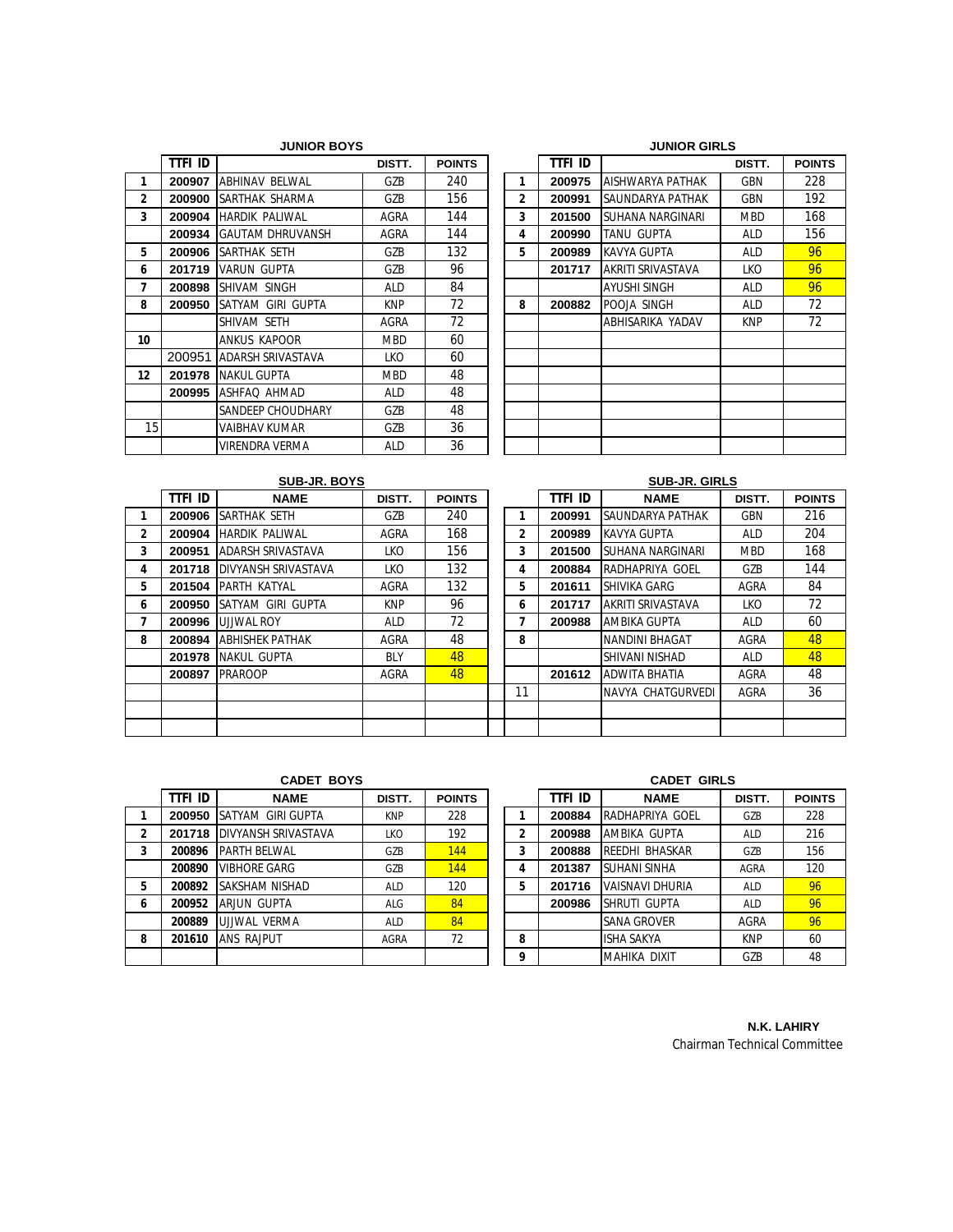## JUNIOR BOYS

| | TTFI ID | | DISTT. | POINTS |
|---|---|---|---|---|
| 1 | 200907 | ABHINAV BELWAL | GZB | 240 |
| 2 | 200900 | SARTHAK SHARMA | GZB | 156 |
| 3 | 200904 | HARDIK PALIWAL | AGRA | 144 |
| | 200934 | GAUTAM DHRUVANSH | AGRA | 144 |
| 5 | 200906 | SARTHAK SETH | GZB | 132 |
| 6 | 201719 | VARUN GUPTA | GZB | 96 |
| 7 | 200898 | SHIVAM SINGH | ALD | 84 |
| 8 | 200950 | SATYAM GIRI GUPTA | KNP | 72 |
| | | SHIVAM SETH | AGRA | 72 |
| 10 | | ANKUS KAPOOR | MBD | 60 |
| | 200951 | ADARSH SRIVASTAVA | LKO | 60 |
| 12 | 201978 | NAKUL GUPTA | MBD | 48 |
| | 200995 | ASHFAQ AHMAD | ALD | 48 |
| | | SANDEEP CHOUDHARY | GZB | 48 |
| 15 | | VAIBHAV KUMAR | GZB | 36 |
| | | VIRENDRA VERMA | ALD | 36 |

## JUNIOR GIRLS

| | TTFI ID | | DISTT. | POINTS |
|---|---|---|---|---|
| 1 | 200975 | AISHWARYA PATHAK | GBN | 228 |
| 2 | 200991 | SAUNDARYA PATHAK | GBN | 192 |
| 3 | 201500 | SUHANA NARGINARI | MBD | 168 |
| 4 | 200990 | TANU GUPTA | ALD | 156 |
| 5 | 200989 | KAVYA GUPTA | ALD | 96 |
| | 201717 | AKRITI SRIVASTAVA | LKO | 96 |
| | | AYUSHI SINGH | ALD | 96 |
| 8 | 200882 | POOJA SINGH | ALD | 72 |
| | | ABHISARIKA YADAV | KNP | 72 |

## SUB-JR. BOYS

| | TTFI ID | NAME | DISTT. | POINTS |
|---|---|---|---|---|
| 1 | 200906 | SARTHAK SETH | GZB | 240 |
| 2 | 200904 | HARDIK PALIWAL | AGRA | 168 |
| 3 | 200951 | ADARSH SRIVASTAVA | LKO | 156 |
| 4 | 201718 | DIVYANSH SRIVASTAVA | LKO | 132 |
| 5 | 201504 | PARTH KATYAL | AGRA | 132 |
| 6 | 200950 | SATYAM GIRI GUPTA | KNP | 96 |
| 7 | 200996 | UJJWAL ROY | ALD | 72 |
| 8 | 200894 | ABHISHEK PATHAK | AGRA | 48 |
| | 201978 | NAKUL GUPTA | BLY | 48 |
| | 200897 | PRAROOP | AGRA | 48 |

## SUB-JR. GIRLS

| | TTFI ID | NAME | DISTT. | POINTS |
|---|---|---|---|---|
| 1 | 200991 | SAUNDARYA PATHAK | GBN | 216 |
| 2 | 200989 | KAVYA GUPTA | ALD | 204 |
| 3 | 201500 | SUHANA NARGINARI | MBD | 168 |
| 4 | 200884 | RADHAPRIYA GOEL | GZB | 144 |
| 5 | 201611 | SHIVIKA GARG | AGRA | 84 |
| 6 | 201717 | AKRITI SRIVASTAVA | LKO | 72 |
| 7 | 200988 | AMBIKA GUPTA | ALD | 60 |
| 8 | | NANDINI BHAGAT | AGRA | 48 |
| | | SHIVANI NISHAD | ALD | 48 |
| | 201612 | ADWITA BHATIA | AGRA | 48 |
| 11 | | NAVYA CHATGURVEDI | AGRA | 36 |

## CADET BOYS

| | TTFI ID | NAME | DISTT. | POINTS |
|---|---|---|---|---|
| 1 | 200950 | SATYAM GIRI GUPTA | KNP | 228 |
| 2 | 201718 | DIVYANSH SRIVASTAVA | LKO | 192 |
| 3 | 200896 | PARTH BELWAL | GZB | 144 |
| | 200890 | VIBHORE GARG | GZB | 144 |
| 5 | 200892 | SAKSHAM NISHAD | ALD | 120 |
| 6 | 200952 | ARJUN GUPTA | ALG | 84 |
| | 200889 | UJJWAL VERMA | ALD | 84 |
| 8 | 201610 | ANS RAJPUT | AGRA | 72 |

## CADET GIRLS

| | TTFI ID | NAME | DISTT. | POINTS |
|---|---|---|---|---|
| 1 | 200884 | RADHAPRIYA GOEL | GZB | 228 |
| 2 | 200988 | AMBIKA GUPTA | ALD | 216 |
| 3 | 200888 | REEDHI BHASKAR | GZB | 156 |
| 4 | 201387 | SUHANI SINHA | AGRA | 120 |
| 5 | 201716 | VAISNAVI DHURIA | ALD | 96 |
| | 200986 | SHRUTI GUPTA | ALD | 96 |
| | | SANA GROVER | AGRA | 96 |
| 8 | | ISHA SAKYA | KNP | 60 |
| 9 | | MAHIKA DIXIT | GZB | 48 |

**N.K. LAHIRY**
Chairman Technical Committee